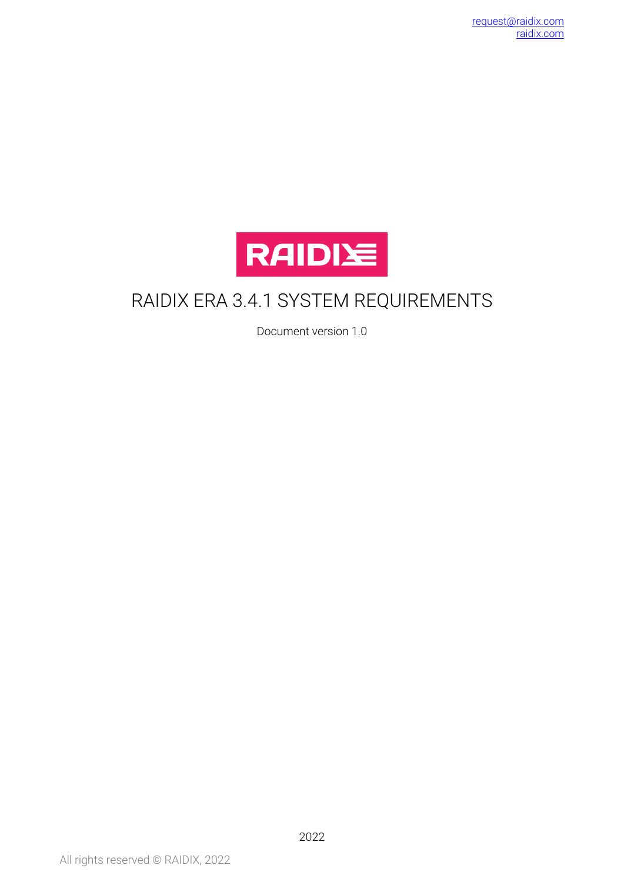[request@raidix.com](mailto:request@raidix.com)
[raidix.com](https://raidix.com)

RAIDIX

# RAIDIX ERA 3.4.1 SYSTEM REQUIREMENTS

Document version 1.0

2022

All rights reserved © RAIDIX, 2022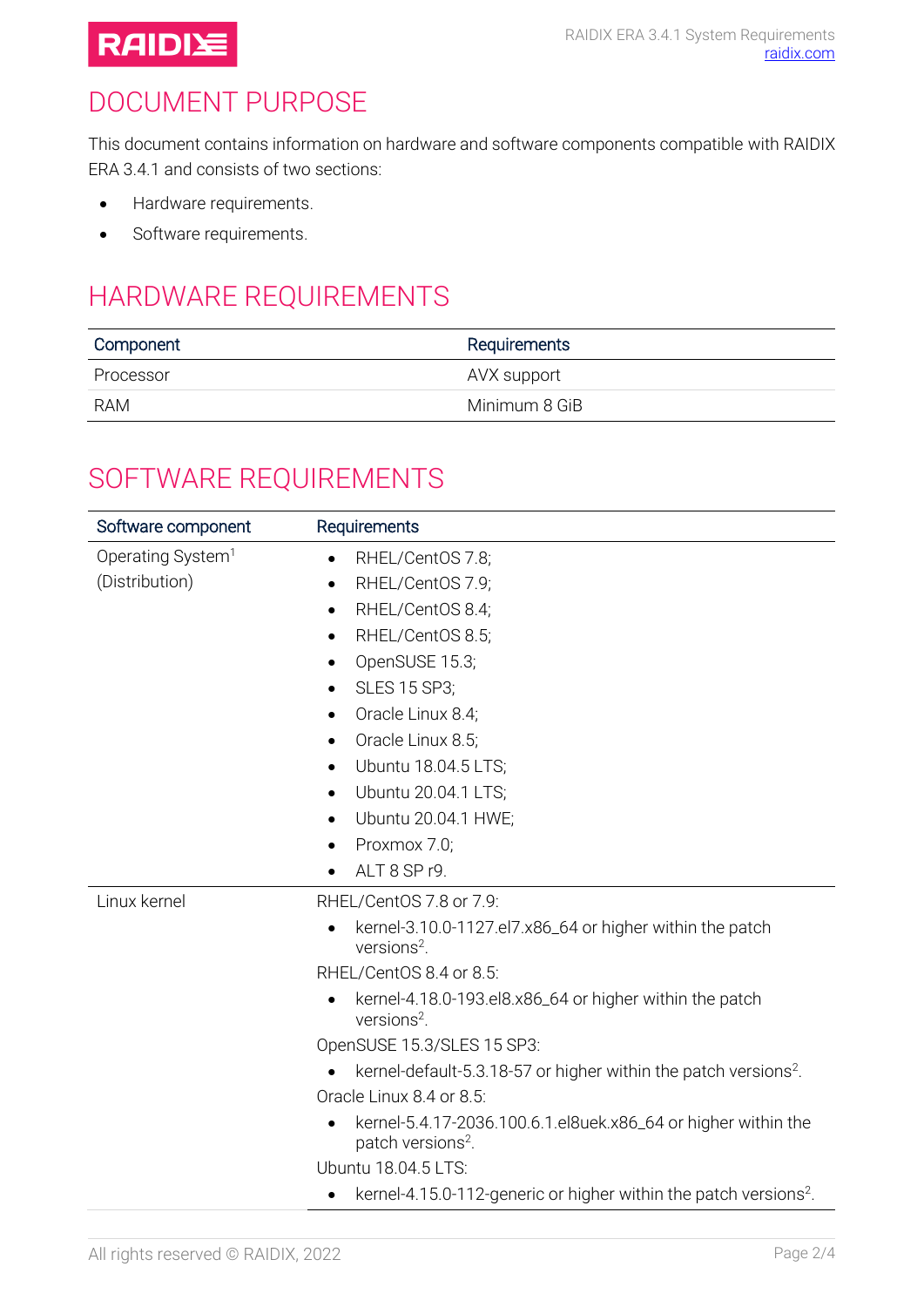# DOCUMENT PURPOSE

This document contains information on hardware and software components compatible with RAIDIX ERA 3.4.1 and consists of two sections:

- Hardware requirements.
- Software requirements.

# HARDWARE REQUIREMENTS

| Component | Requirements |
| --- | --- |
| Processor | AVX support |
| RAM | Minimum 8 GiB |

# SOFTWARE REQUIREMENTS

| Software component | Requirements |
| --- | --- |
| Operating System[1] (Distribution) | • RHEL/CentOS 7.8;<br>• RHEL/CentOS 7.9;<br>• RHEL/CentOS 8.4;<br>• RHEL/CentOS 8.5;<br>• OpenSUSE 15.3;<br>• SLES 15 SP3;<br>• Oracle Linux 8.4;<br>• Oracle Linux 8.5;<br>• Ubuntu 18.04.5 LTS;<br>• Ubuntu 20.04.1 LTS;<br>• Ubuntu 20.04.1 HWE;<br>• Proxmox 7.0;<br>• ALT 8 SP r9. |
| Linux kernel | RHEL/CentOS 7.8 or 7.9:<br>• kernel-3.10.0-1127.el7.x86_64 or higher within the patch versions[2].<br>RHEL/CentOS 8.4 or 8.5:<br>• kernel-4.18.0-193.el8.x86_64 or higher within the patch versions[2].<br>OpenSUSE 15.3/SLES 15 SP3:<br>• kernel-default-5.3.18-57 or higher within the patch versions[2].<br>Oracle Linux 8.4 or 8.5:<br>• kernel-5.4.17-2036.100.6.1.el8uek.x86_64 or higher within the patch versions[2].<br>Ubuntu 18.04.5 LTS:<br>• kernel-4.15.0-112-generic or higher within the patch versions[2]. |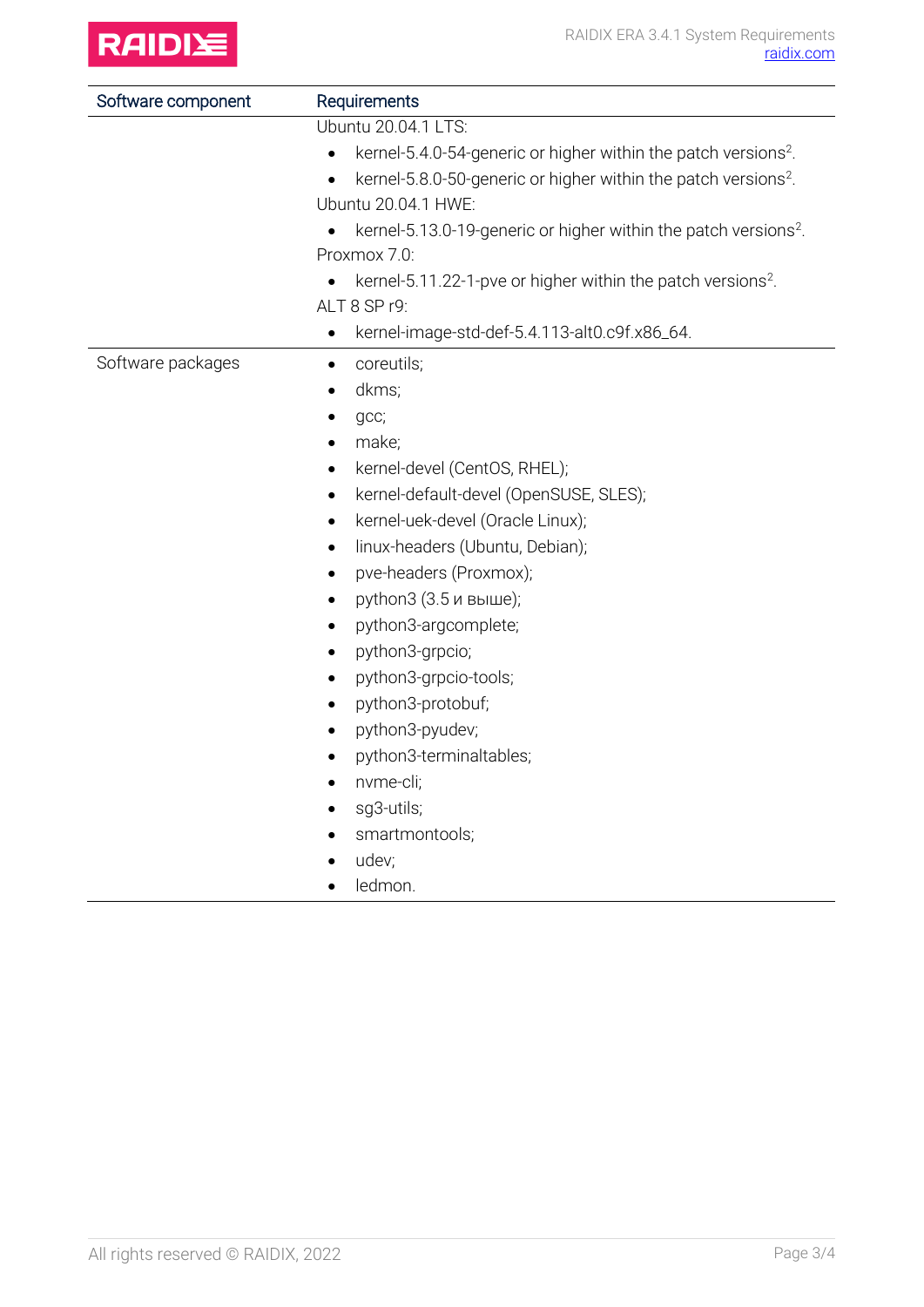| Software component | Requirements |
| --- | --- |
| | Ubuntu 20.04.1 LTS:<br>• kernel-5.4.0-54-generic or higher within the patch versions[2].<br>• kernel-5.8.0-50-generic or higher within the patch versions[2].<br>Ubuntu 20.04.1 HWE:<br>• kernel-5.13.0-19-generic or higher within the patch versions[2].<br>Proxmox 7.0:<br>• kernel-5.11.22-1-pve or higher within the patch versions[2].<br>ALT 8 SP r9:<br>• kernel-image-std-def-5.4.113-alt0.c9f.x86_64. |
| Software packages | • coreutils;<br>• dkms;<br>• gcc;<br>• make;<br>• kernel-devel (CentOS, RHEL);<br>• kernel-default-devel (OpenSUSE, SLES);<br>• kernel-uek-devel (Oracle Linux);<br>• linux-headers (Ubuntu, Debian);<br>• pve-headers (Proxmox);<br>• python3 (3.5 и выше);<br>• python3-argcomplete;<br>• python3-grpcio;<br>• python3-grpcio-tools;<br>• python3-protobuf;<br>• python3-pyudev;<br>• python3-terminaltables;<br>• nvme-cli;<br>• sg3-utils;<br>• smartmontools;<br>• udev;<br>• ledmon. |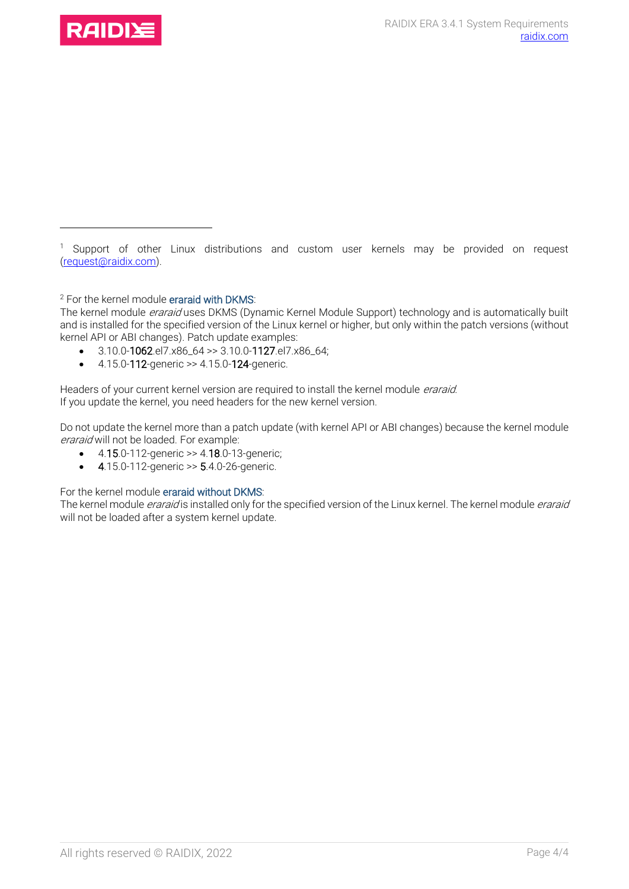[1] Support of other Linux distributions and custom user kernels may be provided on request ([request@raidix.com](mailto:request@raidix.com)).

[2] For the kernel module eraraid with DKMS:
The kernel module *eraraid* uses DKMS (Dynamic Kernel Module Support) technology and is automatically built and is installed for the specified version of the Linux kernel or higher, but only within the patch versions (without kernel API or ABI changes). Patch update examples:

- 3.10.0-**1062**.el7.x86_64 >> 3.10.0-**1127**.el7.x86_64;
- 4.15.0-**112**-generic >> 4.15.0-**124**-generic.

Headers of your current kernel version are required to install the kernel module *eraraid*.
If you update the kernel, you need headers for the new kernel version.

Do not update the kernel more than a patch update (with kernel API or ABI changes) because the kernel module *eraraid* will not be loaded. For example:

- 4.**15**.0-112-generic >> 4.**18**.0-13-generic;
- **4**.15.0-112-generic >> **5**.4.0-26-generic.

For the kernel module eraraid without DKMS:
The kernel module *eraraid* is installed only for the specified version of the Linux kernel. The kernel module *eraraid* will not be loaded after a system kernel update.